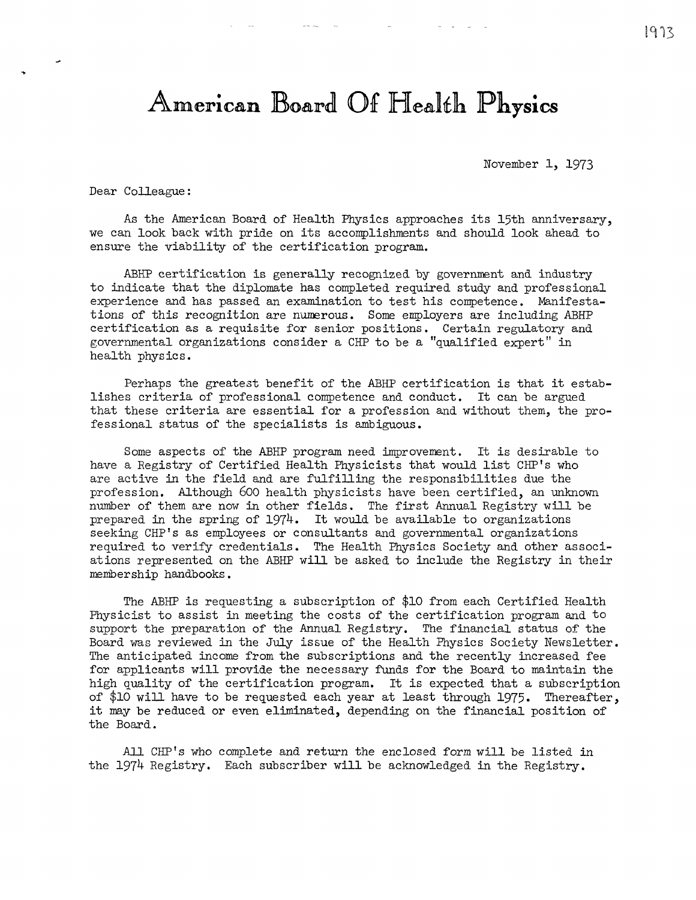# American Board Of Health Physics

November 1, 1973

Dear Colleague:

As the American Board of Health Physics approaches its 15th anniversary, we can look back with pride on its accomplishments and should look ahead to ensure the viability of the certification program.

ABHP certification is generally recognized by government and industry to indicate that the diplomate has completed required study and professional experience and has passed an examination to test his competence. Manifestations of this recognition are numerous. Some employers are including ABHP certification as a requisite for senior positions. Certain regulatory and governmental organizations consider a CHP to be a "qualified expert" in health physics.

Perhaps the greatest benefit of the ABHP certification is that it establishes criteria of professional competence and conduct. It can be argued that these criteria are essential for a profession and without them, the professional status of the specialists is ambiguous.

Some aspects of the ABHP program need improvement. It is desirable to have a Registry of Certified Health Physicists that would list CHP's who are active in the field and are fulfilling the responsibilities due the profession. Although 600 health physicists have been certified, an unknown number of them are now in other fields. The first Annual Registry will be prepared in the spring of 1974. It would be available to organizations seeking CHP's as employees or consultants and governmental organizations required to verify credentials. The Health Physics Society and other associations represented on the ABHP will be asked to include the Registry in their membership handbooks.

The ABHP is requesting a subscription of $10 from each Certified Health Physicist to assist in meeting the costs of the certification program and to support the preparation of the Annual Registry. The financial status of the Board was reviewed in the July issue of the Health Physics Society Newsletter. The anticipated income from the subscriptions and the recently increased fee for applicants will provide the necessary funds for the Board to maintain the high quality of the certification program. It is expected that a subscription of $10 will have to be requested each year at least through 1975. Thereafter, it may be reduced or even eliminated, depending on the financial position of the Board.

All CHP's who complete and return the enclosed form will be listed in the 1974 Registry. Each subscriber will be acknowledged in the Registry.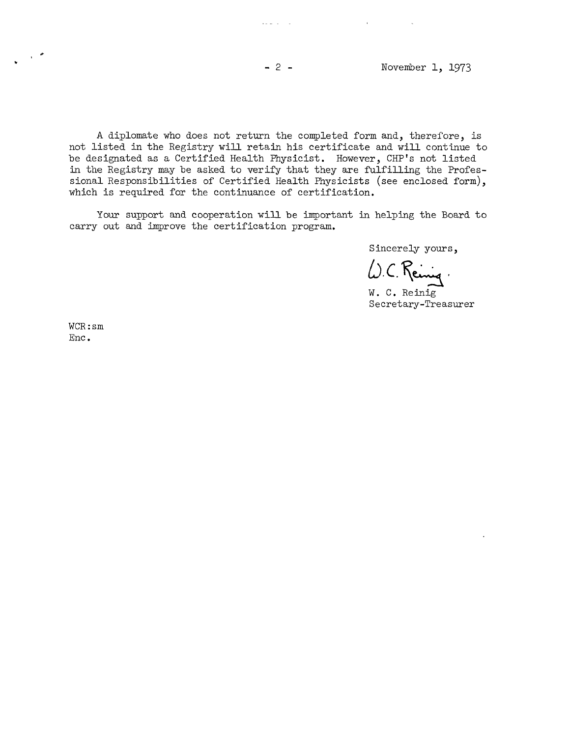November 1, 1973

A diplomate who does not return the completed form and, therefore, is not listed in the Registry will retain his certificate and will continue to be designated as a Certified Health Physicist. However, CHP's not listed in the Registry may be asked to verify that they are fulfilling the Professional Responsibilities of Certified Health Physicists (see enclosed form), which is required for the continuance of certification.

Your support and cooperation will be important in helping the Board to carry out and improve the certification program.

Sincerely yours,

W. C. Reinig

W. C. Reinig
Secretary-Treasurer

WCR:sm
Enc.